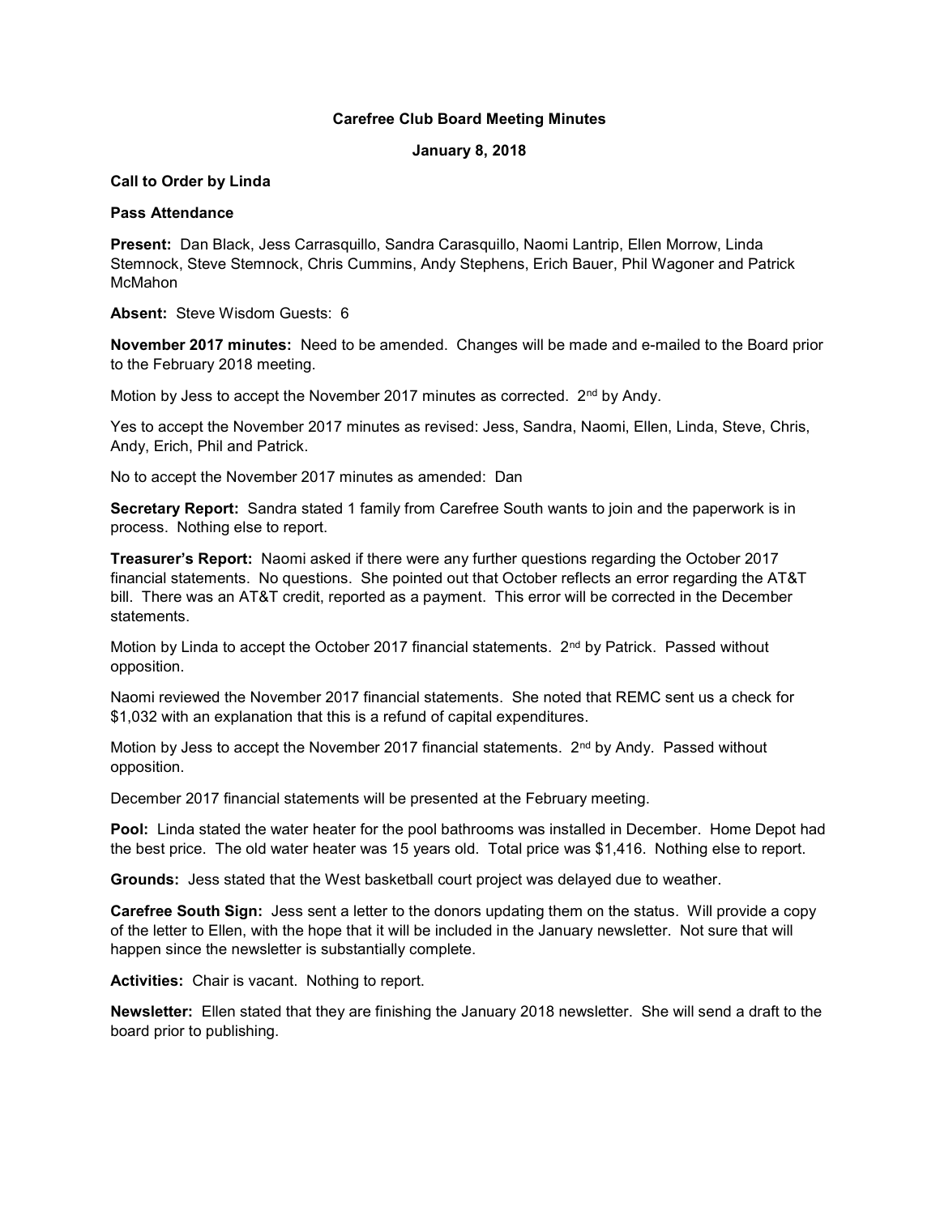**Carefree Club Board Meeting Minutes**

**January 8, 2018**

**Call to Order by Linda**

**Pass Attendance**

**Present:** Dan Black, Jess Carrasquillo, Sandra Carasquillo, Naomi Lantrip, Ellen Morrow, Linda Stemnock, Steve Stemnock, Chris Cummins, Andy Stephens, Erich Bauer, Phil Wagoner and Patrick McMahon

**Absent:** Steve Wisdom Guests: 6

**November 2017 minutes:** Need to be amended. Changes will be made and e-mailed to the Board prior to the February 2018 meeting.

Motion by Jess to accept the November 2017 minutes as corrected. 2nd by Andy.

Yes to accept the November 2017 minutes as revised: Jess, Sandra, Naomi, Ellen, Linda, Steve, Chris, Andy, Erich, Phil and Patrick.

No to accept the November 2017 minutes as amended: Dan

**Secretary Report:** Sandra stated 1 family from Carefree South wants to join and the paperwork is in process. Nothing else to report.

**Treasurer's Report:** Naomi asked if there were any further questions regarding the October 2017 financial statements. No questions. She pointed out that October reflects an error regarding the AT&T bill. There was an AT&T credit, reported as a payment. This error will be corrected in the December statements.

Motion by Linda to accept the October 2017 financial statements. 2nd by Patrick. Passed without opposition.

Naomi reviewed the November 2017 financial statements. She noted that REMC sent us a check for $1,032 with an explanation that this is a refund of capital expenditures.

Motion by Jess to accept the November 2017 financial statements. 2nd by Andy. Passed without opposition.

December 2017 financial statements will be presented at the February meeting.

**Pool:** Linda stated the water heater for the pool bathrooms was installed in December. Home Depot had the best price. The old water heater was 15 years old. Total price was $1,416. Nothing else to report.

**Grounds:** Jess stated that the West basketball court project was delayed due to weather.

**Carefree South Sign:** Jess sent a letter to the donors updating them on the status. Will provide a copy of the letter to Ellen, with the hope that it will be included in the January newsletter. Not sure that will happen since the newsletter is substantially complete.

**Activities:** Chair is vacant. Nothing to report.

**Newsletter:** Ellen stated that they are finishing the January 2018 newsletter. She will send a draft to the board prior to publishing.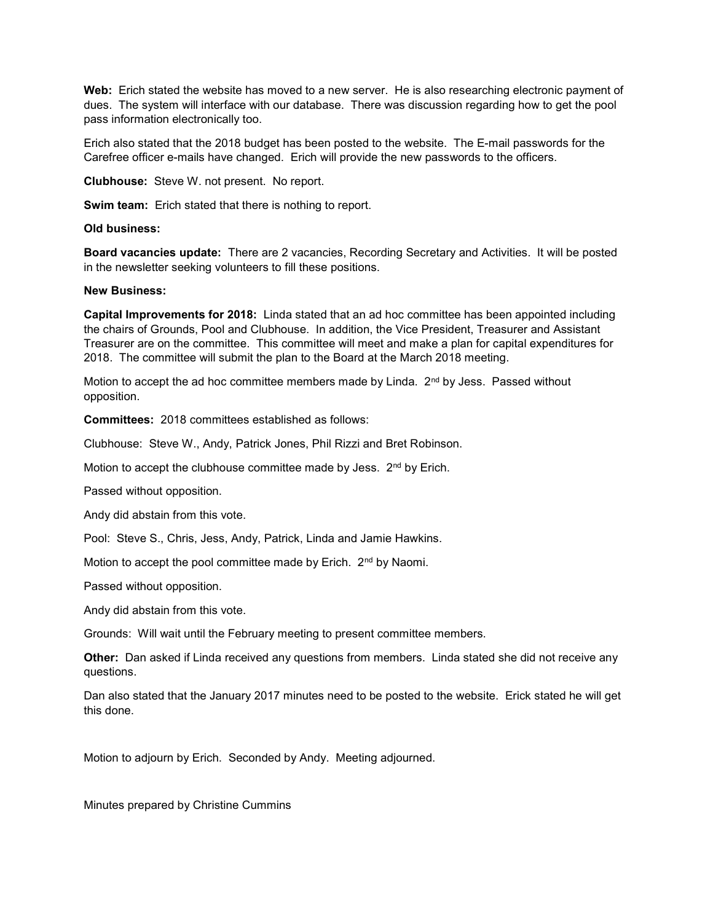**Web:** Erich stated the website has moved to a new server. He is also researching electronic payment of dues. The system will interface with our database. There was discussion regarding how to get the pool pass information electronically too.

Erich also stated that the 2018 budget has been posted to the website. The E-mail passwords for the Carefree officer e-mails have changed. Erich will provide the new passwords to the officers.

**Clubhouse:** Steve W. not present. No report.

**Swim team:** Erich stated that there is nothing to report.

**Old business:**

**Board vacancies update:** There are 2 vacancies, Recording Secretary and Activities. It will be posted in the newsletter seeking volunteers to fill these positions.

**New Business:**

**Capital Improvements for 2018:** Linda stated that an ad hoc committee has been appointed including the chairs of Grounds, Pool and Clubhouse. In addition, the Vice President, Treasurer and Assistant Treasurer are on the committee. This committee will meet and make a plan for capital expenditures for 2018. The committee will submit the plan to the Board at the March 2018 meeting.

Motion to accept the ad hoc committee members made by Linda. 2nd by Jess. Passed without opposition.

**Committees:** 2018 committees established as follows:

Clubhouse: Steve W., Andy, Patrick Jones, Phil Rizzi and Bret Robinson.

Motion to accept the clubhouse committee made by Jess. 2nd by Erich.

Passed without opposition.

Andy did abstain from this vote.

Pool: Steve S., Chris, Jess, Andy, Patrick, Linda and Jamie Hawkins.

Motion to accept the pool committee made by Erich. 2nd by Naomi.

Passed without opposition.

Andy did abstain from this vote.

Grounds: Will wait until the February meeting to present committee members.

**Other:** Dan asked if Linda received any questions from members. Linda stated she did not receive any questions.

Dan also stated that the January 2017 minutes need to be posted to the website. Erick stated he will get this done.

Motion to adjourn by Erich. Seconded by Andy. Meeting adjourned.

Minutes prepared by Christine Cummins